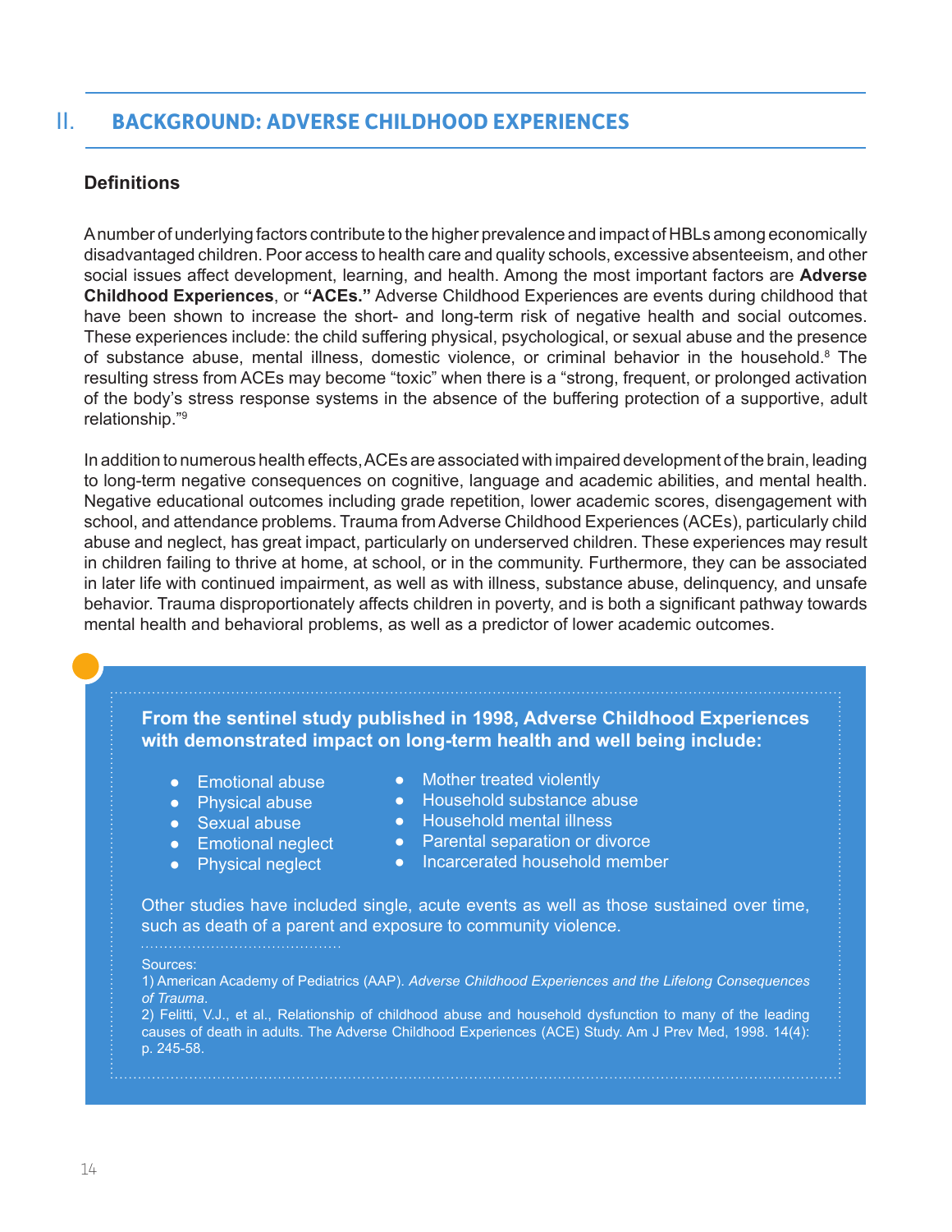## II. BACKGROUND: ADVERSE CHILDHOOD EXPERIENCES

### Definitions

A number of underlying factors contribute to the higher prevalence and impact of HBLs among economically disadvantaged children. Poor access to health care and quality schools, excessive absenteeism, and other social issues affect development, learning, and health. Among the most important factors are **Adverse Childhood Experiences**, or **"ACEs."** Adverse Childhood Experiences are events during childhood that have been shown to increase the short- and long-term risk of negative health and social outcomes. These experiences include: the child suffering physical, psychological, or sexual abuse and the presence of substance abuse, mental illness, domestic violence, or criminal behavior in the household.[8] The resulting stress from ACEs may become "toxic" when there is a "strong, frequent, or prolonged activation of the body's stress response systems in the absence of the buffering protection of a supportive, adult relationship."[9]

In addition to numerous health effects, ACEs are associated with impaired development of the brain, leading to long-term negative consequences on cognitive, language and academic abilities, and mental health. Negative educational outcomes including grade repetition, lower academic scores, disengagement with school, and attendance problems. Trauma from Adverse Childhood Experiences (ACEs), particularly child abuse and neglect, has great impact, particularly on underserved children. These experiences may result in children failing to thrive at home, at school, or in the community. Furthermore, they can be associated in later life with continued impairment, as well as with illness, substance abuse, delinquency, and unsafe behavior. Trauma disproportionately affects children in poverty, and is both a significant pathway towards mental health and behavioral problems, as well as a predictor of lower academic outcomes.

**From the sentinel study published in 1998, Adverse Childhood Experiences with demonstrated impact on long-term health and well being include:**

- Emotional abuse
- Physical abuse
- Sexual abuse
- Emotional neglect
- Physical neglect
- Mother treated violently
- Household substance abuse
- Household mental illness
- Parental separation or divorce
- Incarcerated household member

Other studies have included single, acute events as well as those sustained over time, such as death of a parent and exposure to community violence.

Sources:
1) American Academy of Pediatrics (AAP). *Adverse Childhood Experiences and the Lifelong Consequences of Trauma*.
2) Felitti, V.J., et al., Relationship of childhood abuse and household dysfunction to many of the leading causes of death in adults. The Adverse Childhood Experiences (ACE) Study. Am J Prev Med, 1998. 14(4): p. 245-58.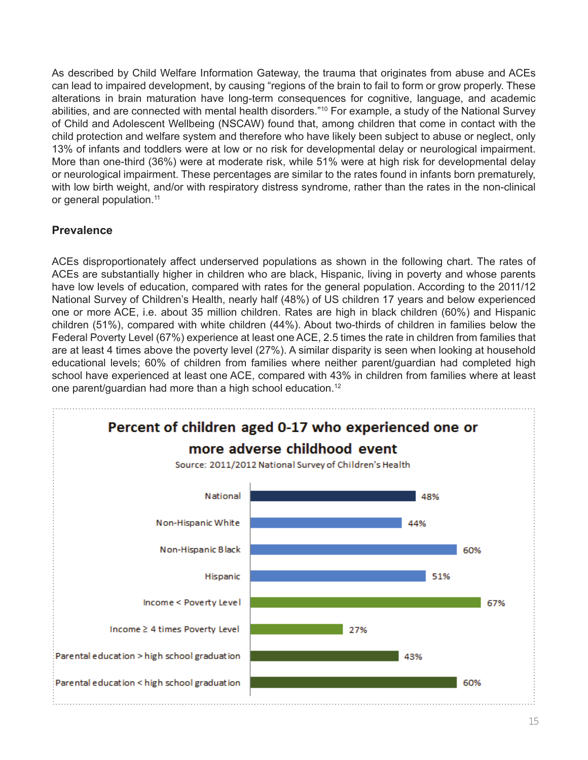As described by Child Welfare Information Gateway, the trauma that originates from abuse and ACEs can lead to impaired development, by causing "regions of the brain to fail to form or grow properly. These alterations in brain maturation have long-term consequences for cognitive, language, and academic abilities, and are connected with mental health disorders."[10] For example, a study of the National Survey of Child and Adolescent Wellbeing (NSCAW) found that, among children that come in contact with the child protection and welfare system and therefore who have likely been subject to abuse or neglect, only 13% of infants and toddlers were at low or no risk for developmental delay or neurological impairment. More than one-third (36%) were at moderate risk, while 51% were at high risk for developmental delay or neurological impairment. These percentages are similar to the rates found in infants born prematurely, with low birth weight, and/or with respiratory distress syndrome, rather than the rates in the non-clinical or general population.[11]

### Prevalence

ACEs disproportionately affect underserved populations as shown in the following chart. The rates of ACEs are substantially higher in children who are black, Hispanic, living in poverty and whose parents have low levels of education, compared with rates for the general population. According to the 2011/12 National Survey of Children's Health, nearly half (48%) of US children 17 years and below experienced one or more ACE, i.e. about 35 million children. Rates are high in black children (60%) and Hispanic children (51%), compared with white children (44%). About two-thirds of children in families below the Federal Poverty Level (67%) experience at least one ACE, 2.5 times the rate in children from families that are at least 4 times above the poverty level (27%). A similar disparity is seen when looking at household educational levels; 60% of children from families where neither parent/guardian had completed high school have experienced at least one ACE, compared with 43% in children from families where at least one parent/guardian had more than a high school education.[12]

**Percent of children aged 0-17 who experienced one or more adverse childhood event**

Source: 2011/2012 National Survey of Children's Health

| Group | Percent |
|---|---|
| National | 48% |
| Non-Hispanic White | 44% |
| Non-Hispanic Black | 60% |
| Hispanic | 51% |
| Income < Poverty Level | 67% |
| Income ≥ 4 times Poverty Level | 27% |
| Parental education > high school graduation | 43% |
| Parental education < high school graduation | 60% |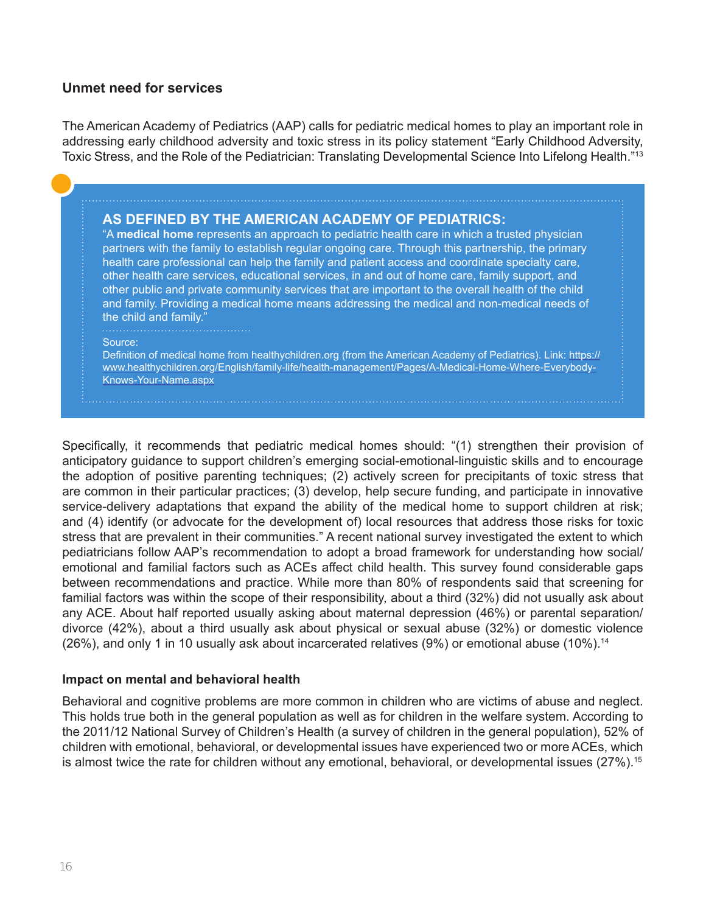## Unmet need for services

The American Academy of Pediatrics (AAP) calls for pediatric medical homes to play an important role in addressing early childhood adversity and toxic stress in its policy statement "Early Childhood Adversity, Toxic Stress, and the Role of the Pediatrician: Translating Developmental Science Into Lifelong Health."[13]

> **AS DEFINED BY THE AMERICAN ACADEMY OF PEDIATRICS:**
>
> "A **medical home** represents an approach to pediatric health care in which a trusted physician partners with the family to establish regular ongoing care. Through this partnership, the primary health care professional can help the family and patient access and coordinate specialty care, other health care services, educational services, in and out of home care, family support, and other public and private community services that are important to the overall health of the child and family. Providing a medical home means addressing the medical and non-medical needs of the child and family."
>
> Source:
> Definition of medical home from healthychildren.org (from the American Academy of Pediatrics). Link: https://www.healthychildren.org/English/family-life/health-management/Pages/A-Medical-Home-Where-Everybody-Knows-Your-Name.aspx

Specifically, it recommends that pediatric medical homes should: "(1) strengthen their provision of anticipatory guidance to support children's emerging social-emotional-linguistic skills and to encourage the adoption of positive parenting techniques; (2) actively screen for precipitants of toxic stress that are common in their particular practices; (3) develop, help secure funding, and participate in innovative service-delivery adaptations that expand the ability of the medical home to support children at risk; and (4) identify (or advocate for the development of) local resources that address those risks for toxic stress that are prevalent in their communities." A recent national survey investigated the extent to which pediatricians follow AAP's recommendation to adopt a broad framework for understanding how social/emotional and familial factors such as ACEs affect child health. This survey found considerable gaps between recommendations and practice. While more than 80% of respondents said that screening for familial factors was within the scope of their responsibility, about a third (32%) did not usually ask about any ACE. About half reported usually asking about maternal depression (46%) or parental separation/divorce (42%), about a third usually ask about physical or sexual abuse (32%) or domestic violence (26%), and only 1 in 10 usually ask about incarcerated relatives (9%) or emotional abuse (10%).[14]

### Impact on mental and behavioral health

Behavioral and cognitive problems are more common in children who are victims of abuse and neglect. This holds true both in the general population as well as for children in the welfare system. According to the 2011/12 National Survey of Children's Health (a survey of children in the general population), 52% of children with emotional, behavioral, or developmental issues have experienced two or more ACEs, which is almost twice the rate for children without any emotional, behavioral, or developmental issues (27%).[15]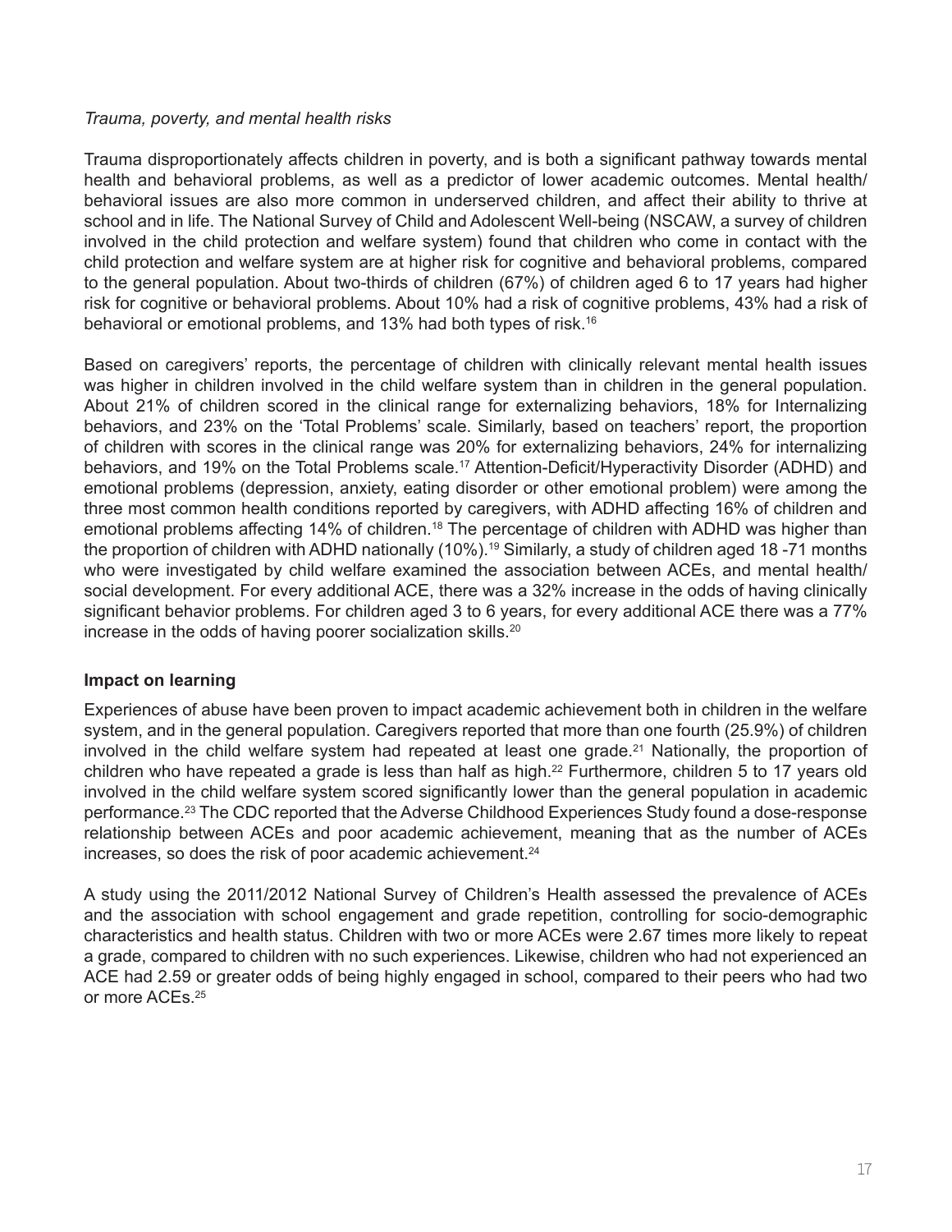*Trauma, poverty, and mental health risks*

Trauma disproportionately affects children in poverty, and is both a significant pathway towards mental health and behavioral problems, as well as a predictor of lower academic outcomes. Mental health/ behavioral issues are also more common in underserved children, and affect their ability to thrive at school and in life. The National Survey of Child and Adolescent Well-being (NSCAW, a survey of children involved in the child protection and welfare system) found that children who come in contact with the child protection and welfare system are at higher risk for cognitive and behavioral problems, compared to the general population. About two-thirds of children (67%) of children aged 6 to 17 years had higher risk for cognitive or behavioral problems. About 10% had a risk of cognitive problems, 43% had a risk of behavioral or emotional problems, and 13% had both types of risk.[16]

Based on caregivers' reports, the percentage of children with clinically relevant mental health issues was higher in children involved in the child welfare system than in children in the general population. About 21% of children scored in the clinical range for externalizing behaviors, 18% for Internalizing behaviors, and 23% on the 'Total Problems' scale. Similarly, based on teachers' report, the proportion of children with scores in the clinical range was 20% for externalizing behaviors, 24% for internalizing behaviors, and 19% on the Total Problems scale.[17] Attention-Deficit/Hyperactivity Disorder (ADHD) and emotional problems (depression, anxiety, eating disorder or other emotional problem) were among the three most common health conditions reported by caregivers, with ADHD affecting 16% of children and emotional problems affecting 14% of children.[18] The percentage of children with ADHD was higher than the proportion of children with ADHD nationally (10%).[19] Similarly, a study of children aged 18 -71 months who were investigated by child welfare examined the association between ACEs, and mental health/ social development. For every additional ACE, there was a 32% increase in the odds of having clinically significant behavior problems. For children aged 3 to 6 years, for every additional ACE there was a 77% increase in the odds of having poorer socialization skills.[20]

**Impact on learning**

Experiences of abuse have been proven to impact academic achievement both in children in the welfare system, and in the general population. Caregivers reported that more than one fourth (25.9%) of children involved in the child welfare system had repeated at least one grade.[21] Nationally, the proportion of children who have repeated a grade is less than half as high.[22] Furthermore, children 5 to 17 years old involved in the child welfare system scored significantly lower than the general population in academic performance.[23] The CDC reported that the Adverse Childhood Experiences Study found a dose-response relationship between ACEs and poor academic achievement, meaning that as the number of ACEs increases, so does the risk of poor academic achievement.[24]

A study using the 2011/2012 National Survey of Children's Health assessed the prevalence of ACEs and the association with school engagement and grade repetition, controlling for socio-demographic characteristics and health status. Children with two or more ACEs were 2.67 times more likely to repeat a grade, compared to children with no such experiences. Likewise, children who had not experienced an ACE had 2.59 or greater odds of being highly engaged in school, compared to their peers who had two or more ACEs.[25]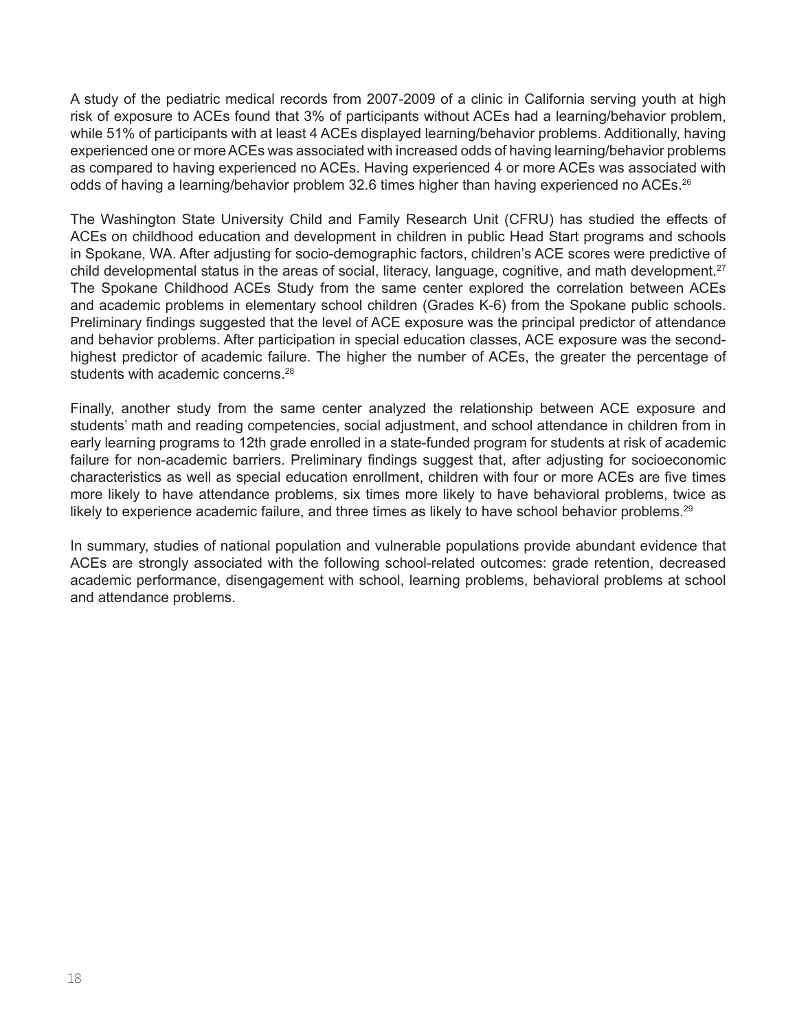A study of the pediatric medical records from 2007-2009 of a clinic in California serving youth at high risk of exposure to ACEs found that 3% of participants without ACEs had a learning/behavior problem, while 51% of participants with at least 4 ACEs displayed learning/behavior problems. Additionally, having experienced one or more ACEs was associated with increased odds of having learning/behavior problems as compared to having experienced no ACEs. Having experienced 4 or more ACEs was associated with odds of having a learning/behavior problem 32.6 times higher than having experienced no ACEs.[26]

The Washington State University Child and Family Research Unit (CFRU) has studied the effects of ACEs on childhood education and development in children in public Head Start programs and schools in Spokane, WA. After adjusting for socio-demographic factors, children's ACE scores were predictive of child developmental status in the areas of social, literacy, language, cognitive, and math development.[27] The Spokane Childhood ACEs Study from the same center explored the correlation between ACEs and academic problems in elementary school children (Grades K-6) from the Spokane public schools. Preliminary findings suggested that the level of ACE exposure was the principal predictor of attendance and behavior problems. After participation in special education classes, ACE exposure was the second-highest predictor of academic failure. The higher the number of ACEs, the greater the percentage of students with academic concerns.[28]

Finally, another study from the same center analyzed the relationship between ACE exposure and students' math and reading competencies, social adjustment, and school attendance in children from in early learning programs to 12th grade enrolled in a state-funded program for students at risk of academic failure for non-academic barriers. Preliminary findings suggest that, after adjusting for socioeconomic characteristics as well as special education enrollment, children with four or more ACEs are five times more likely to have attendance problems, six times more likely to have behavioral problems, twice as likely to experience academic failure, and three times as likely to have school behavior problems.[29]

In summary, studies of national population and vulnerable populations provide abundant evidence that ACEs are strongly associated with the following school-related outcomes: grade retention, decreased academic performance, disengagement with school, learning problems, behavioral problems at school and attendance problems.